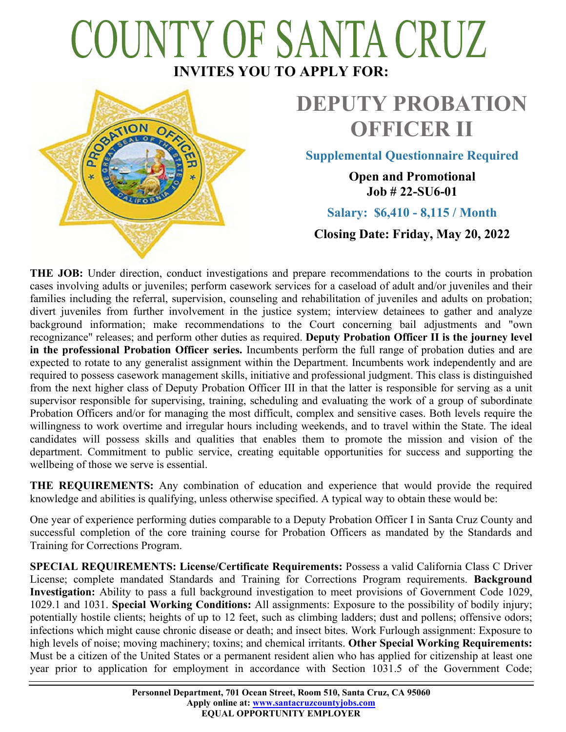# COUNTY OF SANTA CRUZ

**INVITES YOU TO APPLY FOR:**

# DEPUTY PROBATION OFFICER II

**Supplemental Questionnaire Required**

**Open and Promotional**
**Job # 22-SU6-01**

**Salary: $6,410 - 8,115 / Month**

**Closing Date: Friday, May 20, 2022**

**THE JOB:** Under direction, conduct investigations and prepare recommendations to the courts in probation cases involving adults or juveniles; perform casework services for a caseload of adult and/or juveniles and their families including the referral, supervision, counseling and rehabilitation of juveniles and adults on probation; divert juveniles from further involvement in the justice system; interview detainees to gather and analyze background information; make recommendations to the Court concerning bail adjustments and "own recognizance" releases; and perform other duties as required. **Deputy Probation Officer II is the journey level in the professional Probation Officer series.** Incumbents perform the full range of probation duties and are expected to rotate to any generalist assignment within the Department. Incumbents work independently and are required to possess casework management skills, initiative and professional judgment. This class is distinguished from the next higher class of Deputy Probation Officer III in that the latter is responsible for serving as a unit supervisor responsible for supervising, training, scheduling and evaluating the work of a group of subordinate Probation Officers and/or for managing the most difficult, complex and sensitive cases. Both levels require the willingness to work overtime and irregular hours including weekends, and to travel within the State. The ideal candidates will possess skills and qualities that enables them to promote the mission and vision of the department. Commitment to public service, creating equitable opportunities for success and supporting the wellbeing of those we serve is essential.

**THE REQUIREMENTS:** Any combination of education and experience that would provide the required knowledge and abilities is qualifying, unless otherwise specified. A typical way to obtain these would be:

One year of experience performing duties comparable to a Deputy Probation Officer I in Santa Cruz County and successful completion of the core training course for Probation Officers as mandated by the Standards and Training for Corrections Program.

**SPECIAL REQUIREMENTS: License/Certificate Requirements:** Possess a valid California Class C Driver License; complete mandated Standards and Training for Corrections Program requirements. **Background Investigation:** Ability to pass a full background investigation to meet provisions of Government Code 1029, 1029.1 and 1031. **Special Working Conditions:** All assignments: Exposure to the possibility of bodily injury; potentially hostile clients; heights of up to 12 feet, such as climbing ladders; dust and pollens; offensive odors; infections which might cause chronic disease or death; and insect bites. Work Furlough assignment: Exposure to high levels of noise; moving machinery; toxins; and chemical irritants. **Other Special Working Requirements:** Must be a citizen of the United States or a permanent resident alien who has applied for citizenship at least one year prior to application for employment in accordance with Section 1031.5 of the Government Code;

**Personnel Department, 701 Ocean Street, Room 510, Santa Cruz, CA 95060**
**Apply online at: [www.santacruzcountyjobs.com](http://www.santacruzcountyjobs.com)**
**EQUAL OPPORTUNITY EMPLOYER**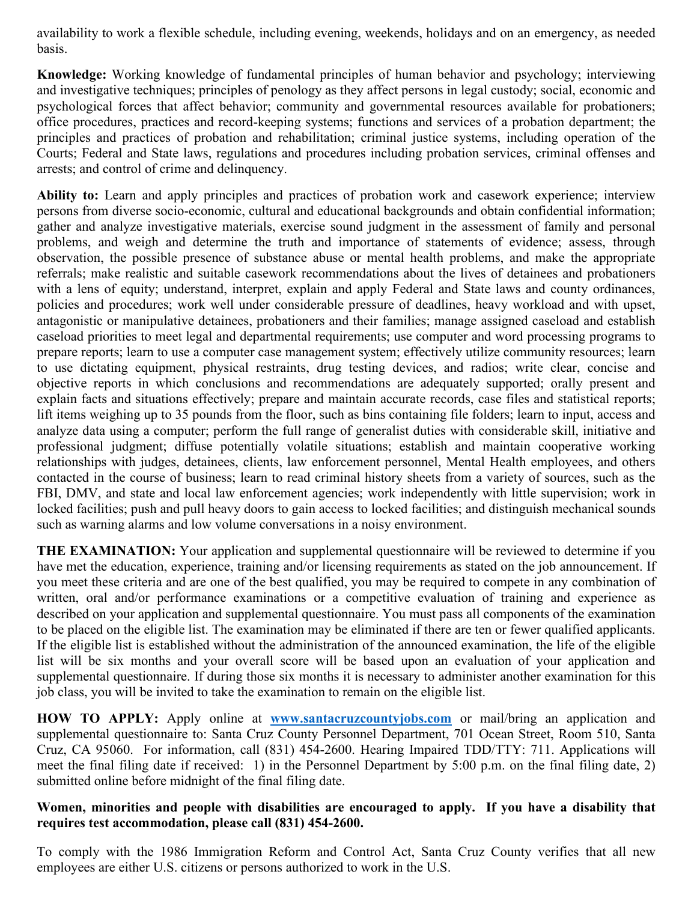availability to work a flexible schedule, including evening, weekends, holidays and on an emergency, as needed basis.

**Knowledge:** Working knowledge of fundamental principles of human behavior and psychology; interviewing and investigative techniques; principles of penology as they affect persons in legal custody; social, economic and psychological forces that affect behavior; community and governmental resources available for probationers; office procedures, practices and record-keeping systems; functions and services of a probation department; the principles and practices of probation and rehabilitation; criminal justice systems, including operation of the Courts; Federal and State laws, regulations and procedures including probation services, criminal offenses and arrests; and control of crime and delinquency.

**Ability to:** Learn and apply principles and practices of probation work and casework experience; interview persons from diverse socio-economic, cultural and educational backgrounds and obtain confidential information; gather and analyze investigative materials, exercise sound judgment in the assessment of family and personal problems, and weigh and determine the truth and importance of statements of evidence; assess, through observation, the possible presence of substance abuse or mental health problems, and make the appropriate referrals; make realistic and suitable casework recommendations about the lives of detainees and probationers with a lens of equity; understand, interpret, explain and apply Federal and State laws and county ordinances, policies and procedures; work well under considerable pressure of deadlines, heavy workload and with upset, antagonistic or manipulative detainees, probationers and their families; manage assigned caseload and establish caseload priorities to meet legal and departmental requirements; use computer and word processing programs to prepare reports; learn to use a computer case management system; effectively utilize community resources; learn to use dictating equipment, physical restraints, drug testing devices, and radios; write clear, concise and objective reports in which conclusions and recommendations are adequately supported; orally present and explain facts and situations effectively; prepare and maintain accurate records, case files and statistical reports; lift items weighing up to 35 pounds from the floor, such as bins containing file folders; learn to input, access and analyze data using a computer; perform the full range of generalist duties with considerable skill, initiative and professional judgment; diffuse potentially volatile situations; establish and maintain cooperative working relationships with judges, detainees, clients, law enforcement personnel, Mental Health employees, and others contacted in the course of business; learn to read criminal history sheets from a variety of sources, such as the FBI, DMV, and state and local law enforcement agencies; work independently with little supervision; work in locked facilities; push and pull heavy doors to gain access to locked facilities; and distinguish mechanical sounds such as warning alarms and low volume conversations in a noisy environment.

**THE EXAMINATION:** Your application and supplemental questionnaire will be reviewed to determine if you have met the education, experience, training and/or licensing requirements as stated on the job announcement. If you meet these criteria and are one of the best qualified, you may be required to compete in any combination of written, oral and/or performance examinations or a competitive evaluation of training and experience as described on your application and supplemental questionnaire. You must pass all components of the examination to be placed on the eligible list. The examination may be eliminated if there are ten or fewer qualified applicants. If the eligible list is established without the administration of the announced examination, the life of the eligible list will be six months and your overall score will be based upon an evaluation of your application and supplemental questionnaire. If during those six months it is necessary to administer another examination for this job class, you will be invited to take the examination to remain on the eligible list.

**HOW TO APPLY:** Apply online at **[www.santacruzcountyjobs.com](http://www.santacruzcountyjobs.com)** or mail/bring an application and supplemental questionnaire to: Santa Cruz County Personnel Department, 701 Ocean Street, Room 510, Santa Cruz, CA 95060. For information, call (831) 454-2600. Hearing Impaired TDD/TTY: 711. Applications will meet the final filing date if received: 1) in the Personnel Department by 5:00 p.m. on the final filing date, 2) submitted online before midnight of the final filing date.

**Women, minorities and people with disabilities are encouraged to apply. If you have a disability that requires test accommodation, please call (831) 454-2600.**

To comply with the 1986 Immigration Reform and Control Act, Santa Cruz County verifies that all new employees are either U.S. citizens or persons authorized to work in the U.S.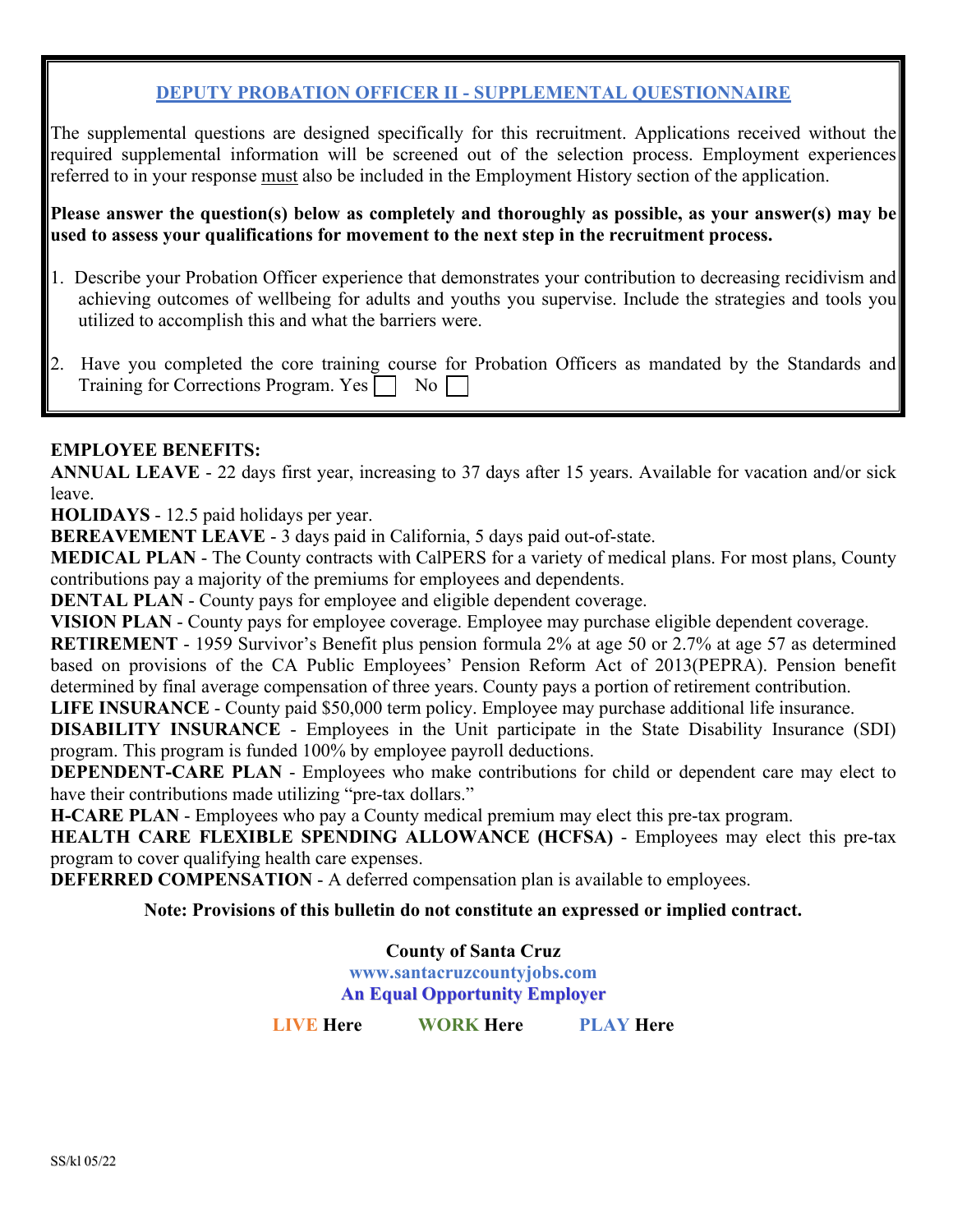## DEPUTY PROBATION OFFICER II - SUPPLEMENTAL QUESTIONNAIRE

The supplemental questions are designed specifically for this recruitment. Applications received without the required supplemental information will be screened out of the selection process. Employment experiences referred to in your response must also be included in the Employment History section of the application.

**Please answer the question(s) below as completely and thoroughly as possible, as your answer(s) may be used to assess your qualifications for movement to the next step in the recruitment process.**

1. Describe your Probation Officer experience that demonstrates your contribution to decreasing recidivism and achieving outcomes of wellbeing for adults and youths you supervise. Include the strategies and tools you utilized to accomplish this and what the barriers were.

2. Have you completed the core training course for Probation Officers as mandated by the Standards and Training for Corrections Program. Yes ☐ No ☐

**EMPLOYEE BENEFITS:**

**ANNUAL LEAVE** - 22 days first year, increasing to 37 days after 15 years. Available for vacation and/or sick leave.

**HOLIDAYS** - 12.5 paid holidays per year.

**BEREAVEMENT LEAVE** - 3 days paid in California, 5 days paid out-of-state.

**MEDICAL PLAN** - The County contracts with CalPERS for a variety of medical plans. For most plans, County contributions pay a majority of the premiums for employees and dependents.

**DENTAL PLAN** - County pays for employee and eligible dependent coverage.

**VISION PLAN** - County pays for employee coverage. Employee may purchase eligible dependent coverage.

**RETIREMENT** - 1959 Survivor's Benefit plus pension formula 2% at age 50 or 2.7% at age 57 as determined based on provisions of the CA Public Employees' Pension Reform Act of 2013(PEPRA). Pension benefit determined by final average compensation of three years. County pays a portion of retirement contribution.

**LIFE INSURANCE** - County paid $50,000 term policy. Employee may purchase additional life insurance.

**DISABILITY INSURANCE** - Employees in the Unit participate in the State Disability Insurance (SDI) program. This program is funded 100% by employee payroll deductions.

**DEPENDENT-CARE PLAN** - Employees who make contributions for child or dependent care may elect to have their contributions made utilizing "pre-tax dollars."

**H-CARE PLAN** - Employees who pay a County medical premium may elect this pre-tax program.

**HEALTH CARE FLEXIBLE SPENDING ALLOWANCE (HCFSA)** - Employees may elect this pre-tax program to cover qualifying health care expenses.

**DEFERRED COMPENSATION** - A deferred compensation plan is available to employees.

**Note: Provisions of this bulletin do not constitute an expressed or implied contract.**

**County of Santa Cruz**
**www.santacruzcountyjobs.com**
**An Equal Opportunity Employer**

**LIVE Here WORK Here PLAY Here**

SS/kl 05/22